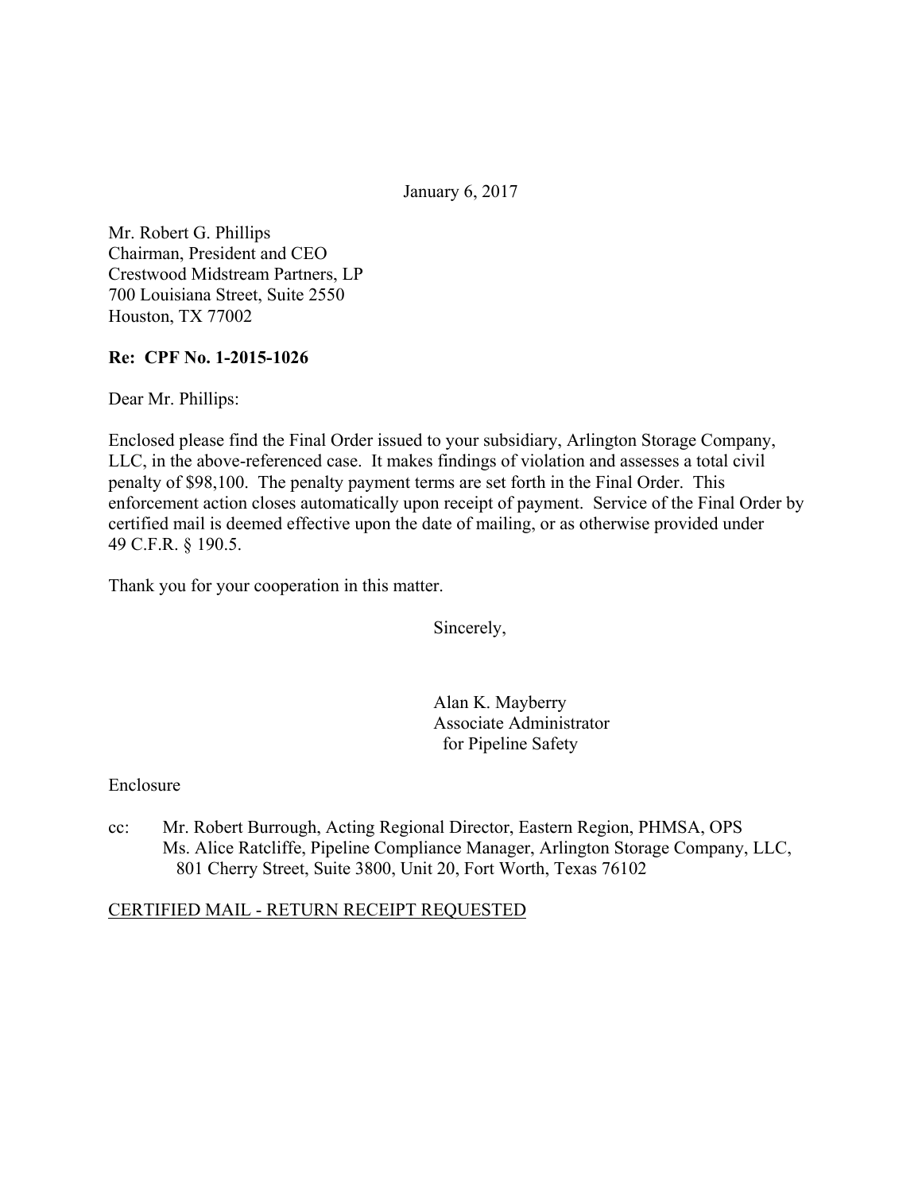January 6, 2017

Mr. Robert G. Phillips
Chairman, President and CEO
Crestwood Midstream Partners, LP
700 Louisiana Street, Suite 2550
Houston, TX 77002

**Re: CPF No. 1-2015-1026**

Dear Mr. Phillips:

Enclosed please find the Final Order issued to your subsidiary, Arlington Storage Company, LLC, in the above-referenced case. It makes findings of violation and assesses a total civil penalty of $98,100. The penalty payment terms are set forth in the Final Order. This enforcement action closes automatically upon receipt of payment. Service of the Final Order by certified mail is deemed effective upon the date of mailing, or as otherwise provided under 49 C.F.R. § 190.5.

Thank you for your cooperation in this matter.

Sincerely,

Alan K. Mayberry
Associate Administrator
for Pipeline Safety

Enclosure

cc: Mr. Robert Burrough, Acting Regional Director, Eastern Region, PHMSA, OPS
Ms. Alice Ratcliffe, Pipeline Compliance Manager, Arlington Storage Company, LLC, 801 Cherry Street, Suite 3800, Unit 20, Fort Worth, Texas 76102

CERTIFIED MAIL - RETURN RECEIPT REQUESTED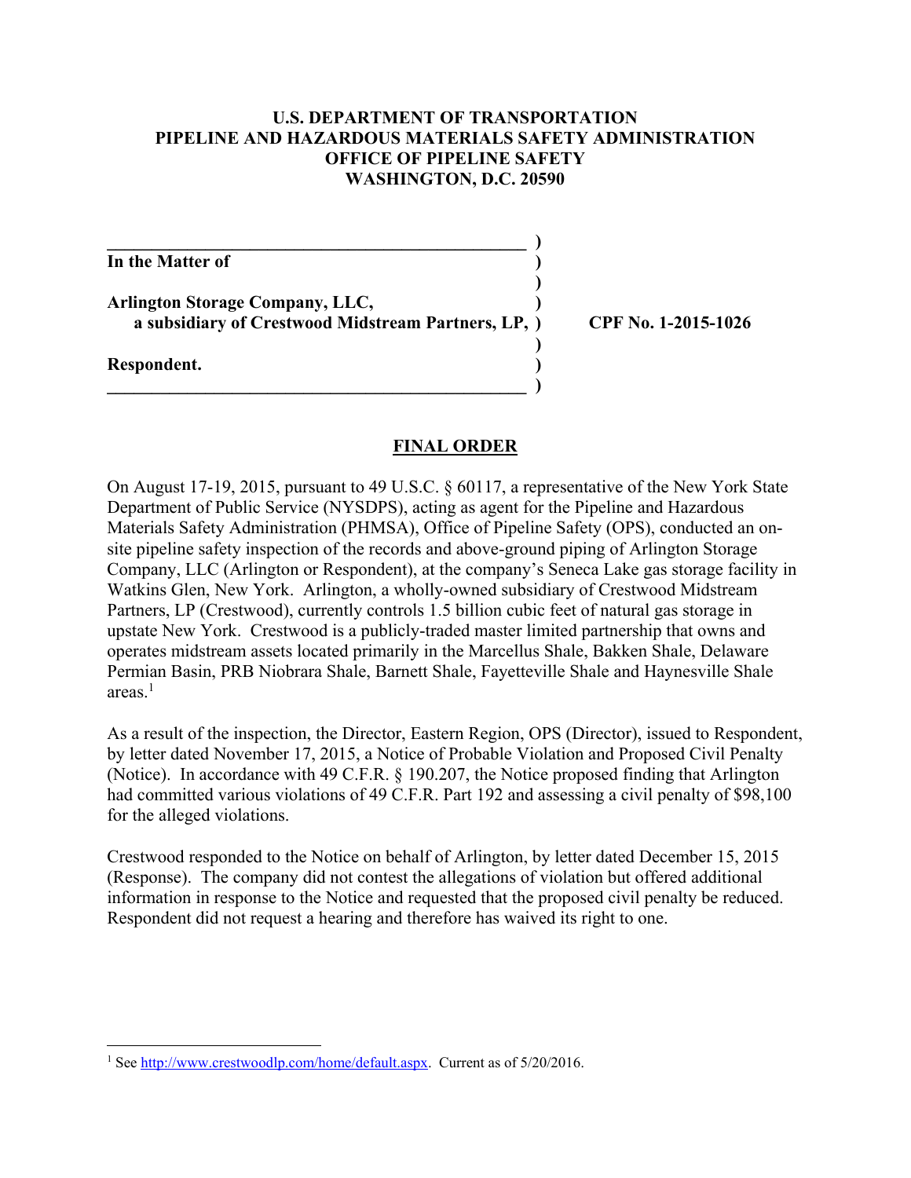**U.S. DEPARTMENT OF TRANSPORTATION**
**PIPELINE AND HAZARDOUS MATERIALS SAFETY ADMINISTRATION**
**OFFICE OF PIPELINE SAFETY**
**WASHINGTON, D.C. 20590**

| | | |
|---|---|---|
| **In the Matter of** | ) | |
| | ) | |
| **Arlington Storage Company, LLC,** | ) | |
| **a subsidiary of Crestwood Midstream Partners, LP,** | ) | **CPF No. 1-2015-1026** |
| | ) | |
| **Respondent.** | ) | |

## FINAL ORDER

On August 17-19, 2015, pursuant to 49 U.S.C. § 60117, a representative of the New York State Department of Public Service (NYSDPS), acting as agent for the Pipeline and Hazardous Materials Safety Administration (PHMSA), Office of Pipeline Safety (OPS), conducted an on-site pipeline safety inspection of the records and above-ground piping of Arlington Storage Company, LLC (Arlington or Respondent), at the company's Seneca Lake gas storage facility in Watkins Glen, New York. Arlington, a wholly-owned subsidiary of Crestwood Midstream Partners, LP (Crestwood), currently controls 1.5 billion cubic feet of natural gas storage in upstate New York. Crestwood is a publicly-traded master limited partnership that owns and operates midstream assets located primarily in the Marcellus Shale, Bakken Shale, Delaware Permian Basin, PRB Niobrara Shale, Barnett Shale, Fayetteville Shale and Haynesville Shale areas.[1]

As a result of the inspection, the Director, Eastern Region, OPS (Director), issued to Respondent, by letter dated November 17, 2015, a Notice of Probable Violation and Proposed Civil Penalty (Notice). In accordance with 49 C.F.R. § 190.207, the Notice proposed finding that Arlington had committed various violations of 49 C.F.R. Part 192 and assessing a civil penalty of $98,100 for the alleged violations.

Crestwood responded to the Notice on behalf of Arlington, by letter dated December 15, 2015 (Response). The company did not contest the allegations of violation but offered additional information in response to the Notice and requested that the proposed civil penalty be reduced. Respondent did not request a hearing and therefore has waived its right to one.

---

[1] See http://www.crestwoodlp.com/home/default.aspx. Current as of 5/20/2016.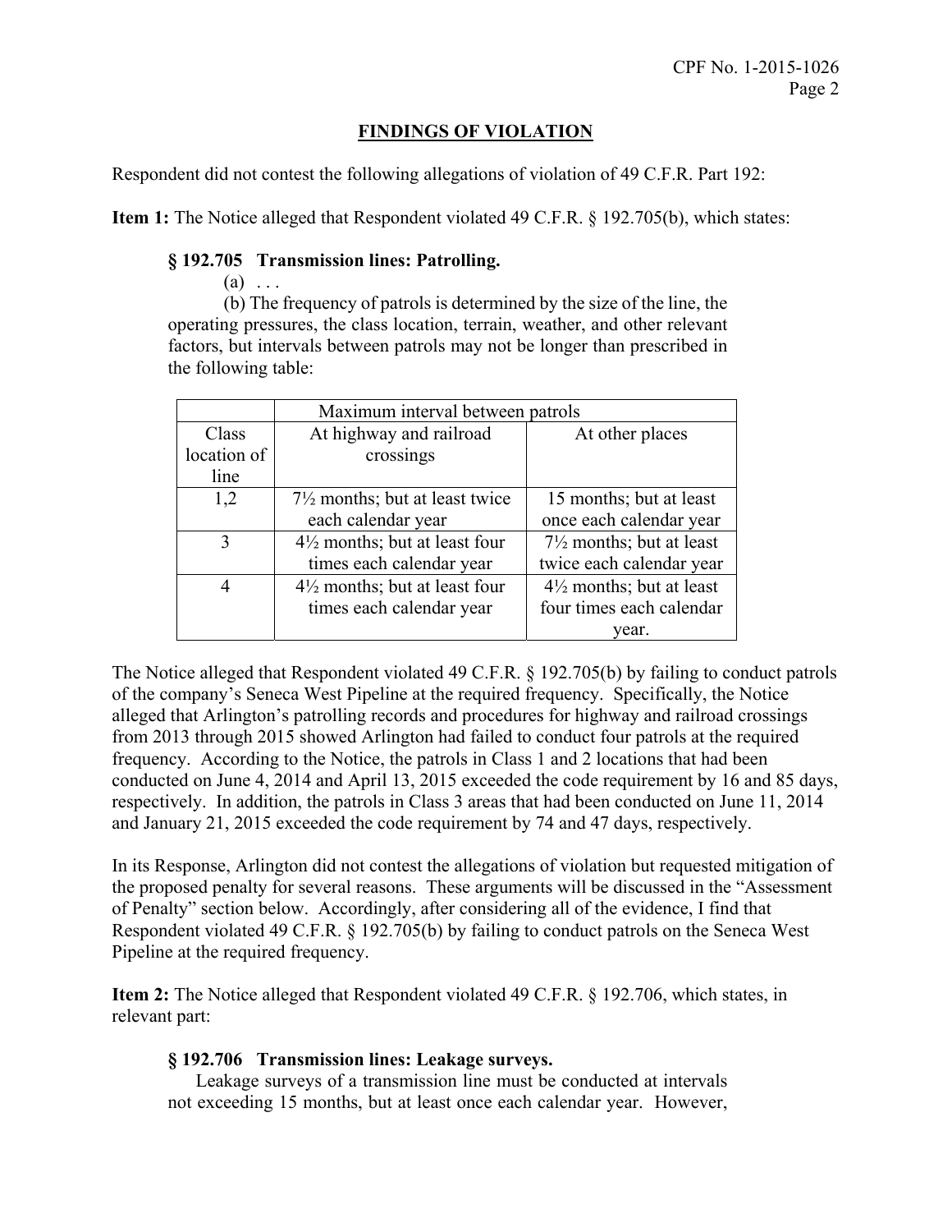## FINDINGS OF VIOLATION

Respondent did not contest the following allegations of violation of 49 C.F.R. Part 192:

**Item 1:** The Notice alleged that Respondent violated 49 C.F.R. § 192.705(b), which states:

> **§ 192.705 Transmission lines: Patrolling.**
>
> (a) . . .
>
> (b) The frequency of patrols is determined by the size of the line, the operating pressures, the class location, terrain, weather, and other relevant factors, but intervals between patrols may not be longer than prescribed in the following table:

| | Maximum interval between patrols | |
|---|---|---|
| Class location of line | At highway and railroad crossings | At other places |
| 1,2 | 7½ months; but at least twice each calendar year | 15 months; but at least once each calendar year |
| 3 | 4½ months; but at least four times each calendar year | 7½ months; but at least twice each calendar year |
| 4 | 4½ months; but at least four times each calendar year | 4½ months; but at least four times each calendar year. |

The Notice alleged that Respondent violated 49 C.F.R. § 192.705(b) by failing to conduct patrols of the company's Seneca West Pipeline at the required frequency. Specifically, the Notice alleged that Arlington's patrolling records and procedures for highway and railroad crossings from 2013 through 2015 showed Arlington had failed to conduct four patrols at the required frequency. According to the Notice, the patrols in Class 1 and 2 locations that had been conducted on June 4, 2014 and April 13, 2015 exceeded the code requirement by 16 and 85 days, respectively. In addition, the patrols in Class 3 areas that had been conducted on June 11, 2014 and January 21, 2015 exceeded the code requirement by 74 and 47 days, respectively.

In its Response, Arlington did not contest the allegations of violation but requested mitigation of the proposed penalty for several reasons. These arguments will be discussed in the "Assessment of Penalty" section below. Accordingly, after considering all of the evidence, I find that Respondent violated 49 C.F.R. § 192.705(b) by failing to conduct patrols on the Seneca West Pipeline at the required frequency.

**Item 2:** The Notice alleged that Respondent violated 49 C.F.R. § 192.706, which states, in relevant part:

> **§ 192.706 Transmission lines: Leakage surveys.**
>
> Leakage surveys of a transmission line must be conducted at intervals not exceeding 15 months, but at least once each calendar year. However,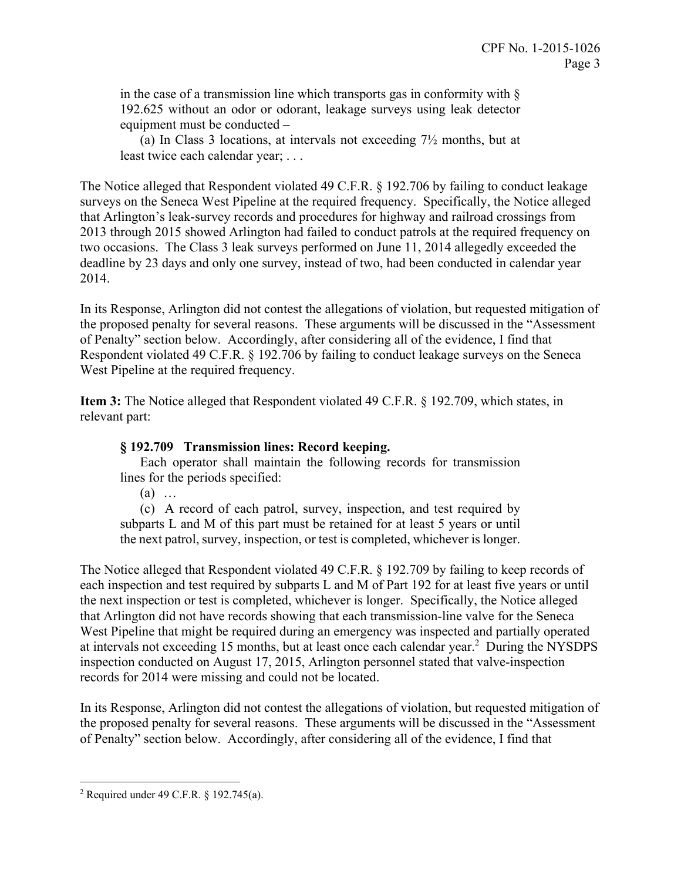in the case of a transmission line which transports gas in conformity with § 192.625 without an odor or odorant, leakage surveys using leak detector equipment must be conducted –

> (a) In Class 3 locations, at intervals not exceeding 7½ months, but at least twice each calendar year; . . .

The Notice alleged that Respondent violated 49 C.F.R. § 192.706 by failing to conduct leakage surveys on the Seneca West Pipeline at the required frequency. Specifically, the Notice alleged that Arlington's leak-survey records and procedures for highway and railroad crossings from 2013 through 2015 showed Arlington had failed to conduct patrols at the required frequency on two occasions. The Class 3 leak surveys performed on June 11, 2014 allegedly exceeded the deadline by 23 days and only one survey, instead of two, had been conducted in calendar year 2014.

In its Response, Arlington did not contest the allegations of violation, but requested mitigation of the proposed penalty for several reasons. These arguments will be discussed in the "Assessment of Penalty" section below. Accordingly, after considering all of the evidence, I find that Respondent violated 49 C.F.R. § 192.706 by failing to conduct leakage surveys on the Seneca West Pipeline at the required frequency.

**Item 3:** The Notice alleged that Respondent violated 49 C.F.R. § 192.709, which states, in relevant part:

> **§ 192.709 Transmission lines: Record keeping.**
>
> Each operator shall maintain the following records for transmission lines for the periods specified:
>
> (a) …
>
> (c) A record of each patrol, survey, inspection, and test required by subparts L and M of this part must be retained for at least 5 years or until the next patrol, survey, inspection, or test is completed, whichever is longer.

The Notice alleged that Respondent violated 49 C.F.R. § 192.709 by failing to keep records of each inspection and test required by subparts L and M of Part 192 for at least five years or until the next inspection or test is completed, whichever is longer. Specifically, the Notice alleged that Arlington did not have records showing that each transmission-line valve for the Seneca West Pipeline that might be required during an emergency was inspected and partially operated at intervals not exceeding 15 months, but at least once each calendar year.[2] During the NYSDPS inspection conducted on August 17, 2015, Arlington personnel stated that valve-inspection records for 2014 were missing and could not be located.

In its Response, Arlington did not contest the allegations of violation, but requested mitigation of the proposed penalty for several reasons. These arguments will be discussed in the "Assessment of Penalty" section below. Accordingly, after considering all of the evidence, I find that

---

[2] Required under 49 C.F.R. § 192.745(a).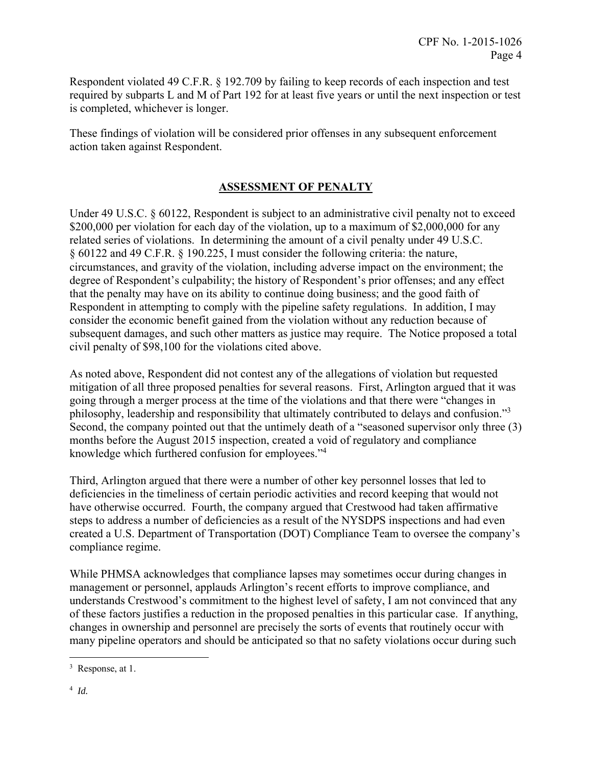Respondent violated 49 C.F.R. § 192.709 by failing to keep records of each inspection and test required by subparts L and M of Part 192 for at least five years or until the next inspection or test is completed, whichever is longer.

These findings of violation will be considered prior offenses in any subsequent enforcement action taken against Respondent.

## ASSESSMENT OF PENALTY

Under 49 U.S.C. § 60122, Respondent is subject to an administrative civil penalty not to exceed $200,000 per violation for each day of the violation, up to a maximum of $2,000,000 for any related series of violations. In determining the amount of a civil penalty under 49 U.S.C. § 60122 and 49 C.F.R. § 190.225, I must consider the following criteria: the nature, circumstances, and gravity of the violation, including adverse impact on the environment; the degree of Respondent's culpability; the history of Respondent's prior offenses; and any effect that the penalty may have on its ability to continue doing business; and the good faith of Respondent in attempting to comply with the pipeline safety regulations. In addition, I may consider the economic benefit gained from the violation without any reduction because of subsequent damages, and such other matters as justice may require. The Notice proposed a total civil penalty of $98,100 for the violations cited above.

As noted above, Respondent did not contest any of the allegations of violation but requested mitigation of all three proposed penalties for several reasons. First, Arlington argued that it was going through a merger process at the time of the violations and that there were "changes in philosophy, leadership and responsibility that ultimately contributed to delays and confusion."[3] Second, the company pointed out that the untimely death of a "seasoned supervisor only three (3) months before the August 2015 inspection, created a void of regulatory and compliance knowledge which furthered confusion for employees."[4]

Third, Arlington argued that there were a number of other key personnel losses that led to deficiencies in the timeliness of certain periodic activities and record keeping that would not have otherwise occurred. Fourth, the company argued that Crestwood had taken affirmative steps to address a number of deficiencies as a result of the NYSDPS inspections and had even created a U.S. Department of Transportation (DOT) Compliance Team to oversee the company's compliance regime.

While PHMSA acknowledges that compliance lapses may sometimes occur during changes in management or personnel, applauds Arlington's recent efforts to improve compliance, and understands Crestwood's commitment to the highest level of safety, I am not convinced that any of these factors justifies a reduction in the proposed penalties in this particular case. If anything, changes in ownership and personnel are precisely the sorts of events that routinely occur with many pipeline operators and should be anticipated so that no safety violations occur during such

---

[3] Response, at 1.

[4] *Id.*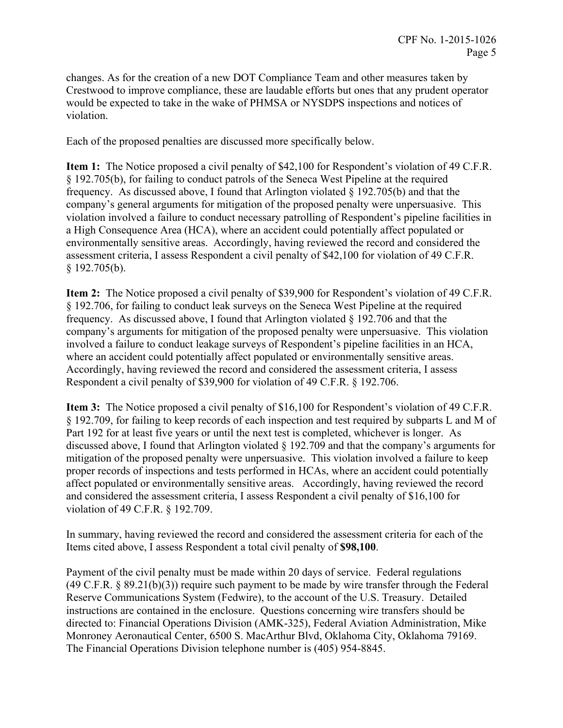changes. As for the creation of a new DOT Compliance Team and other measures taken by Crestwood to improve compliance, these are laudable efforts but ones that any prudent operator would be expected to take in the wake of PHMSA or NYSDPS inspections and notices of violation.

Each of the proposed penalties are discussed more specifically below.

**Item 1:** The Notice proposed a civil penalty of $42,100 for Respondent's violation of 49 C.F.R. § 192.705(b), for failing to conduct patrols of the Seneca West Pipeline at the required frequency. As discussed above, I found that Arlington violated § 192.705(b) and that the company's general arguments for mitigation of the proposed penalty were unpersuasive. This violation involved a failure to conduct necessary patrolling of Respondent's pipeline facilities in a High Consequence Area (HCA), where an accident could potentially affect populated or environmentally sensitive areas. Accordingly, having reviewed the record and considered the assessment criteria, I assess Respondent a civil penalty of $42,100 for violation of 49 C.F.R. § 192.705(b).

**Item 2:** The Notice proposed a civil penalty of $39,900 for Respondent's violation of 49 C.F.R. § 192.706, for failing to conduct leak surveys on the Seneca West Pipeline at the required frequency. As discussed above, I found that Arlington violated § 192.706 and that the company's arguments for mitigation of the proposed penalty were unpersuasive. This violation involved a failure to conduct leakage surveys of Respondent's pipeline facilities in an HCA, where an accident could potentially affect populated or environmentally sensitive areas. Accordingly, having reviewed the record and considered the assessment criteria, I assess Respondent a civil penalty of $39,900 for violation of 49 C.F.R. § 192.706.

**Item 3:** The Notice proposed a civil penalty of $16,100 for Respondent's violation of 49 C.F.R. § 192.709, for failing to keep records of each inspection and test required by subparts L and M of Part 192 for at least five years or until the next test is completed, whichever is longer. As discussed above, I found that Arlington violated § 192.709 and that the company's arguments for mitigation of the proposed penalty were unpersuasive. This violation involved a failure to keep proper records of inspections and tests performed in HCAs, where an accident could potentially affect populated or environmentally sensitive areas. Accordingly, having reviewed the record and considered the assessment criteria, I assess Respondent a civil penalty of $16,100 for violation of 49 C.F.R. § 192.709.

In summary, having reviewed the record and considered the assessment criteria for each of the Items cited above, I assess Respondent a total civil penalty of **$98,100**.

Payment of the civil penalty must be made within 20 days of service. Federal regulations (49 C.F.R. § 89.21(b)(3)) require such payment to be made by wire transfer through the Federal Reserve Communications System (Fedwire), to the account of the U.S. Treasury. Detailed instructions are contained in the enclosure. Questions concerning wire transfers should be directed to: Financial Operations Division (AMK-325), Federal Aviation Administration, Mike Monroney Aeronautical Center, 6500 S. MacArthur Blvd, Oklahoma City, Oklahoma 79169. The Financial Operations Division telephone number is (405) 954-8845.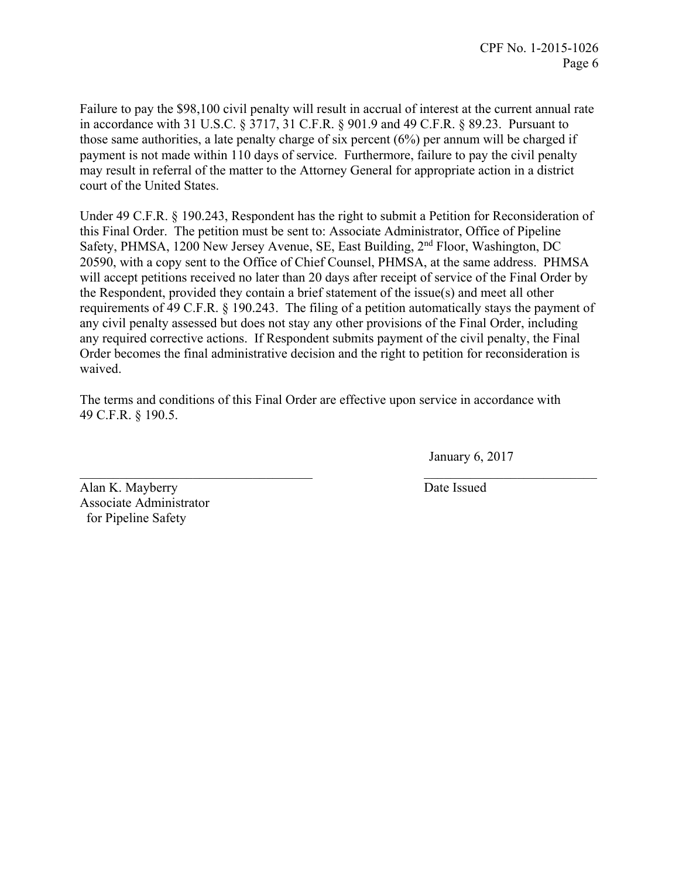Failure to pay the $98,100 civil penalty will result in accrual of interest at the current annual rate in accordance with 31 U.S.C. § 3717, 31 C.F.R. § 901.9 and 49 C.F.R. § 89.23. Pursuant to those same authorities, a late penalty charge of six percent (6%) per annum will be charged if payment is not made within 110 days of service. Furthermore, failure to pay the civil penalty may result in referral of the matter to the Attorney General for appropriate action in a district court of the United States.

Under 49 C.F.R. § 190.243, Respondent has the right to submit a Petition for Reconsideration of this Final Order. The petition must be sent to: Associate Administrator, Office of Pipeline Safety, PHMSA, 1200 New Jersey Avenue, SE, East Building, 2nd Floor, Washington, DC 20590, with a copy sent to the Office of Chief Counsel, PHMSA, at the same address. PHMSA will accept petitions received no later than 20 days after receipt of service of the Final Order by the Respondent, provided they contain a brief statement of the issue(s) and meet all other requirements of 49 C.F.R. § 190.243. The filing of a petition automatically stays the payment of any civil penalty assessed but does not stay any other provisions of the Final Order, including any required corrective actions. If Respondent submits payment of the civil penalty, the Final Order becomes the final administrative decision and the right to petition for reconsideration is waived.

The terms and conditions of this Final Order are effective upon service in accordance with 49 C.F.R. § 190.5.

| | |
|---|---|
| _________________________________ | January 6, 2017 |
| Alan K. Mayberry<br>Associate Administrator<br>for Pipeline Safety | Date Issued |